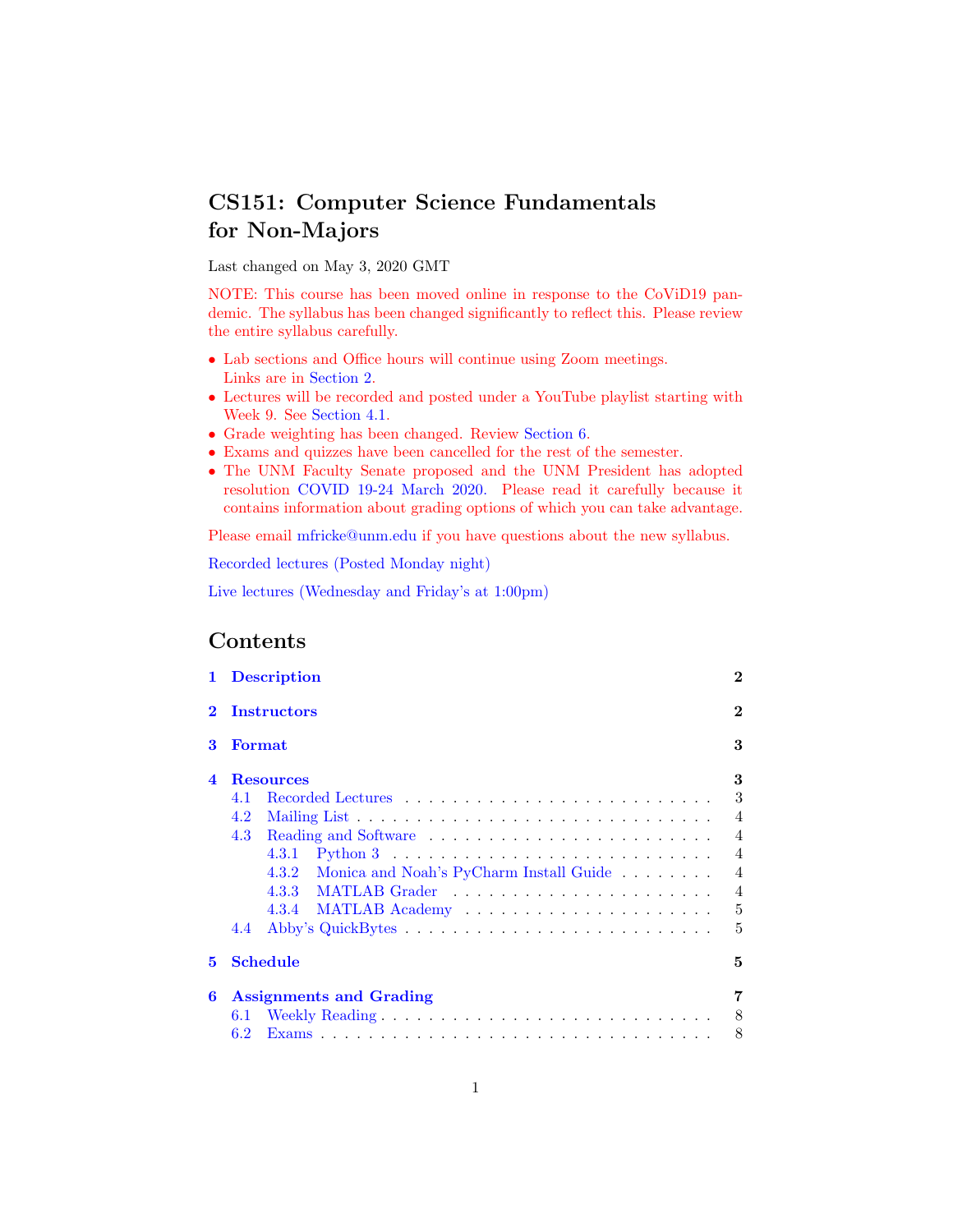# CS151: Computer Science Fundamentals for Non-Majors

Last changed on May 3, 2020 GMT

NOTE: This course has been moved online in response to the CoViD19 pandemic. The syllabus has been changed significantly to reflect this. Please review the entire syllabus carefully.

- Lab sections and Office hours will continue using Zoom meetings. Links are in Section 2.
- Lectures will be recorded and posted under a YouTube playlist starting with Week 9. See Section 4.1.
- Grade weighting has been changed. Review Section 6.
- Exams and quizzes have been cancelled for the rest of the semester.
- The UNM Faculty Senate proposed and the UNM President has adopted resolution COVID 19-24 March 2020. Please read it carefully because it contains information about grading options of which you can take advantage.

Please email mfricke@unm.edu if you have questions about the new syllabus.

Recorded lectures (Posted Monday night)

Live lectures (Wednesday and Friday's at 1:00pm)

## Contents

- 1 Description — 2
- 2 Instructors — 2
- 3 Format — 3
- 4 Resources — 3
  - 4.1 Recorded Lectures — 3
  - 4.2 Mailing List — 4
  - 4.3 Reading and Software — 4
    - 4.3.1 Python 3 — 4
    - 4.3.2 Monica and Noah's PyCharm Install Guide — 4
    - 4.3.3 MATLAB Grader — 4
    - 4.3.4 MATLAB Academy — 5
  - 4.4 Abby's QuickBytes — 5
- 5 Schedule — 5
- 6 Assignments and Grading — 7
  - 6.1 Weekly Reading — 8
  - 6.2 Exams — 8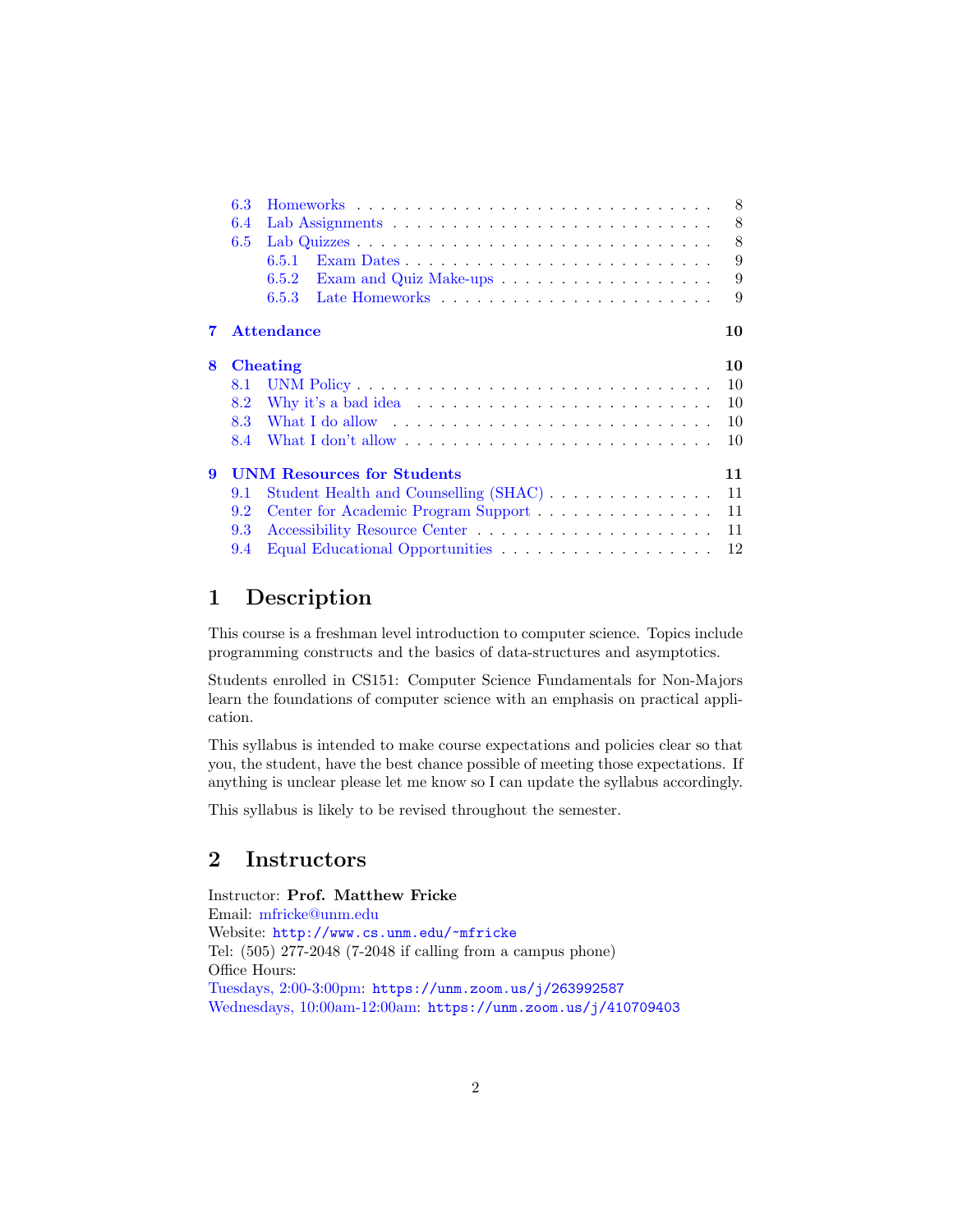6.3 Homeworks . . . . . . . . . . . . . . . . . . . . . . . . . . . . 8
6.4 Lab Assignments . . . . . . . . . . . . . . . . . . . . . . . . . 8
6.5 Lab Quizzes . . . . . . . . . . . . . . . . . . . . . . . . . . . 8
- 6.5.1 Exam Dates . . . . . . . . . . . . . . . . . . . . . . . . 9
- 6.5.2 Exam and Quiz Make-ups . . . . . . . . . . . . . . . . . 9
- 6.5.3 Late Homeworks . . . . . . . . . . . . . . . . . . . . . 9

**7 Attendance** **10**

**8 Cheating** **10**
- 8.1 UNM Policy . . . . . . . . . . . . . . . . . . . . . . . . . . . 10
- 8.2 Why it's a bad idea . . . . . . . . . . . . . . . . . . . . . . . 10
- 8.3 What I do allow . . . . . . . . . . . . . . . . . . . . . . . . 10
- 8.4 What I don't allow . . . . . . . . . . . . . . . . . . . . . . . 10

**9 UNM Resources for Students** **11**
- 9.1 Student Health and Counselling (SHAC) . . . . . . . . . . . . . . 11
- 9.2 Center for Academic Program Support . . . . . . . . . . . . . . . 11
- 9.3 Accessibility Resource Center . . . . . . . . . . . . . . . . . . 11
- 9.4 Equal Educational Opportunities . . . . . . . . . . . . . . . . . 12

# 1 Description

This course is a freshman level introduction to computer science. Topics include programming constructs and the basics of data-structures and asymptotics.

Students enrolled in CS151: Computer Science Fundamentals for Non-Majors learn the foundations of computer science with an emphasis on practical application.

This syllabus is intended to make course expectations and policies clear so that you, the student, have the best chance possible of meeting those expectations. If anything is unclear please let me know so I can update the syllabus accordingly.

This syllabus is likely to be revised throughout the semester.

# 2 Instructors

Instructor: **Prof. Matthew Fricke**
Email: mfricke@unm.edu
Website: `http://www.cs.unm.edu/~mfricke`
Tel: (505) 277-2048 (7-2048 if calling from a campus phone)
Office Hours:
Tuesdays, 2:00-3:00pm: `https://unm.zoom.us/j/263992587`
Wednesdays, 10:00am-12:00am: `https://unm.zoom.us/j/410709403`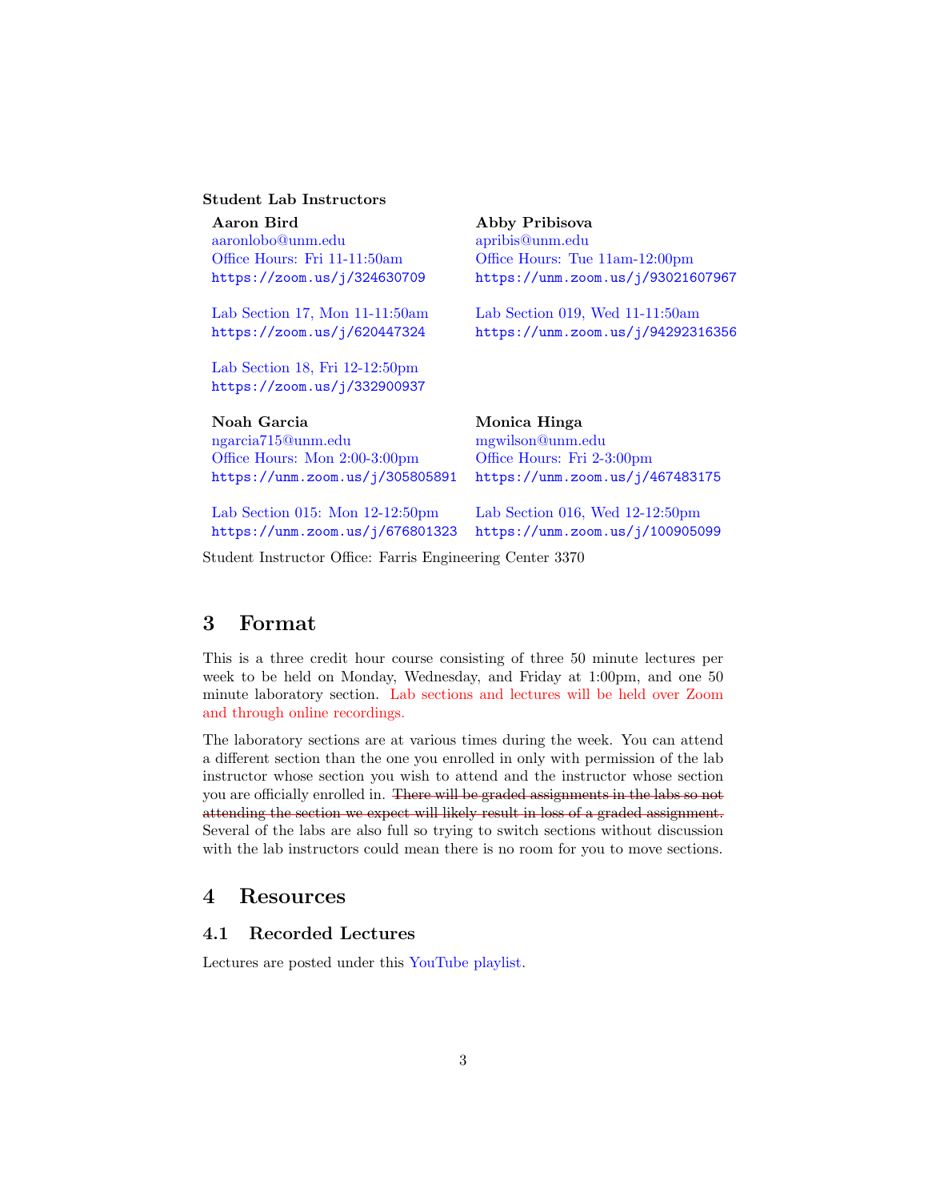**Student Lab Instructors**

**Aaron Bird**
aaronlobo@unm.edu
Office Hours: Fri 11-11:50am
https://zoom.us/j/324630709

Lab Section 17, Mon 11-11:50am
https://zoom.us/j/620447324

Lab Section 18, Fri 12-12:50pm
https://zoom.us/j/332900937

**Abby Pribisova**
apribis@unm.edu
Office Hours: Tue 11am-12:00pm
https://unm.zoom.us/j/93021607967

Lab Section 019, Wed 11-11:50am
https://unm.zoom.us/j/94292316356

**Noah Garcia**
ngarcia715@unm.edu
Office Hours: Mon 2:00-3:00pm
https://unm.zoom.us/j/305805891

Lab Section 015: Mon 12-12:50pm
https://unm.zoom.us/j/676801323

**Monica Hinga**
mgwilson@unm.edu
Office Hours: Fri 2-3:00pm
https://unm.zoom.us/j/467483175

Lab Section 016, Wed 12-12:50pm
https://unm.zoom.us/j/100905099

Student Instructor Office: Farris Engineering Center 3370

# 3 Format

This is a three credit hour course consisting of three 50 minute lectures per week to be held on Monday, Wednesday, and Friday at 1:00pm, and one 50 minute laboratory section. Lab sections and lectures will be held over Zoom and through online recordings.

The laboratory sections are at various times during the week. You can attend a different section than the one you enrolled in only with permission of the lab instructor whose section you wish to attend and the instructor whose section you are officially enrolled in. ~~There will be graded assignments in the labs so not attending the section we expect will likely result in loss of a graded assignment.~~ Several of the labs are also full so trying to switch sections without discussion with the lab instructors could mean there is no room for you to move sections.

# 4 Resources

## 4.1 Recorded Lectures

Lectures are posted under this YouTube playlist.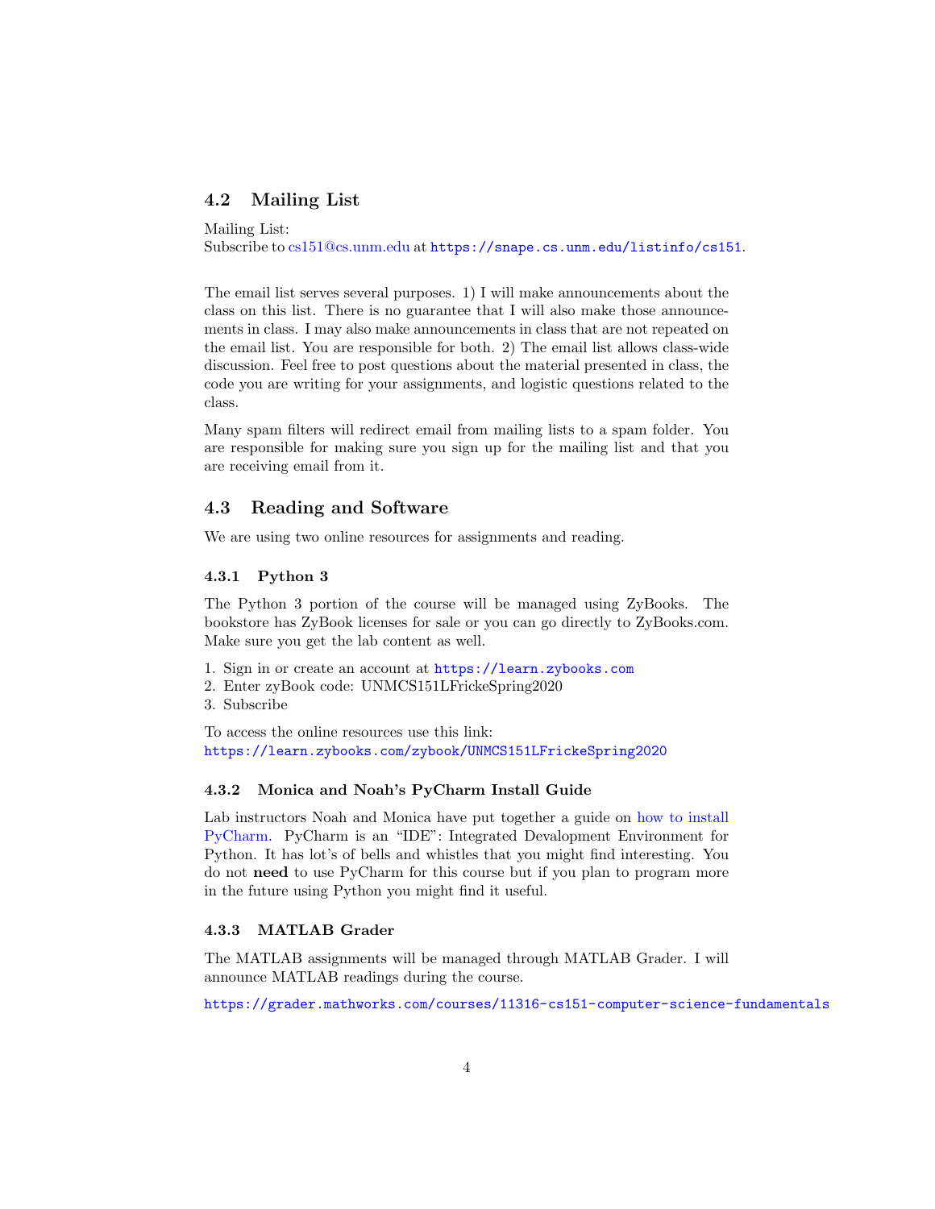## 4.2 Mailing List

Mailing List:
Subscribe to cs151@cs.unm.edu at https://snape.cs.unm.edu/listinfo/cs151.

The email list serves several purposes. 1) I will make announcements about the class on this list. There is no guarantee that I will also make those announcements in class. I may also make announcements in class that are not repeated on the email list. You are responsible for both. 2) The email list allows class-wide discussion. Feel free to post questions about the material presented in class, the code you are writing for your assignments, and logistic questions related to the class.

Many spam filters will redirect email from mailing lists to a spam folder. You are responsible for making sure you sign up for the mailing list and that you are receiving email from it.

## 4.3 Reading and Software

We are using two online resources for assignments and reading.

### 4.3.1 Python 3

The Python 3 portion of the course will be managed using ZyBooks. The bookstore has ZyBook licenses for sale or you can go directly to ZyBooks.com. Make sure you get the lab content as well.

1. Sign in or create an account at https://learn.zybooks.com
2. Enter zyBook code: UNMCS151LFrickeSpring2020
3. Subscribe

To access the online resources use this link:
https://learn.zybooks.com/zybook/UNMCS151LFrickeSpring2020

### 4.3.2 Monica and Noah's PyCharm Install Guide

Lab instructors Noah and Monica have put together a guide on how to install PyCharm. PyCharm is an "IDE": Integrated Devalopment Environment for Python. It has lot's of bells and whistles that you might find interesting. You do not **need** to use PyCharm for this course but if you plan to program more in the future using Python you might find it useful.

### 4.3.3 MATLAB Grader

The MATLAB assignments will be managed through MATLAB Grader. I will announce MATLAB readings during the course.

https://grader.mathworks.com/courses/11316-cs151-computer-science-fundamentals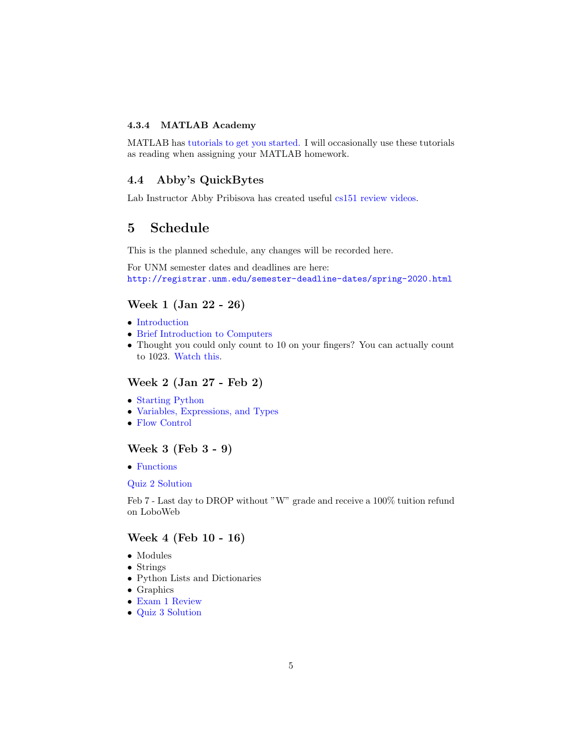#### 4.3.4 MATLAB Academy

MATLAB has tutorials to get you started. I will occasionally use these tutorials as reading when assigning your MATLAB homework.

### 4.4 Abby's QuickBytes

Lab Instructor Abby Pribisova has created useful cs151 review videos.

## 5 Schedule

This is the planned schedule, any changes will be recorded here.

For UNM semester dates and deadlines are here:
`http://registrar.unm.edu/semester-deadline-dates/spring-2020.html`

### Week 1 (Jan 22 - 26)

- Introduction
- Brief Introduction to Computers
- Thought you could only count to 10 on your fingers? You can actually count to 1023. Watch this.

### Week 2 (Jan 27 - Feb 2)

- Starting Python
- Variables, Expressions, and Types
- Flow Control

### Week 3 (Feb 3 - 9)

- Functions

Quiz 2 Solution

Feb 7 - Last day to DROP without "W" grade and receive a 100% tuition refund on LoboWeb

### Week 4 (Feb 10 - 16)

- Modules
- Strings
- Python Lists and Dictionaries
- Graphics
- Exam 1 Review
- Quiz 3 Solution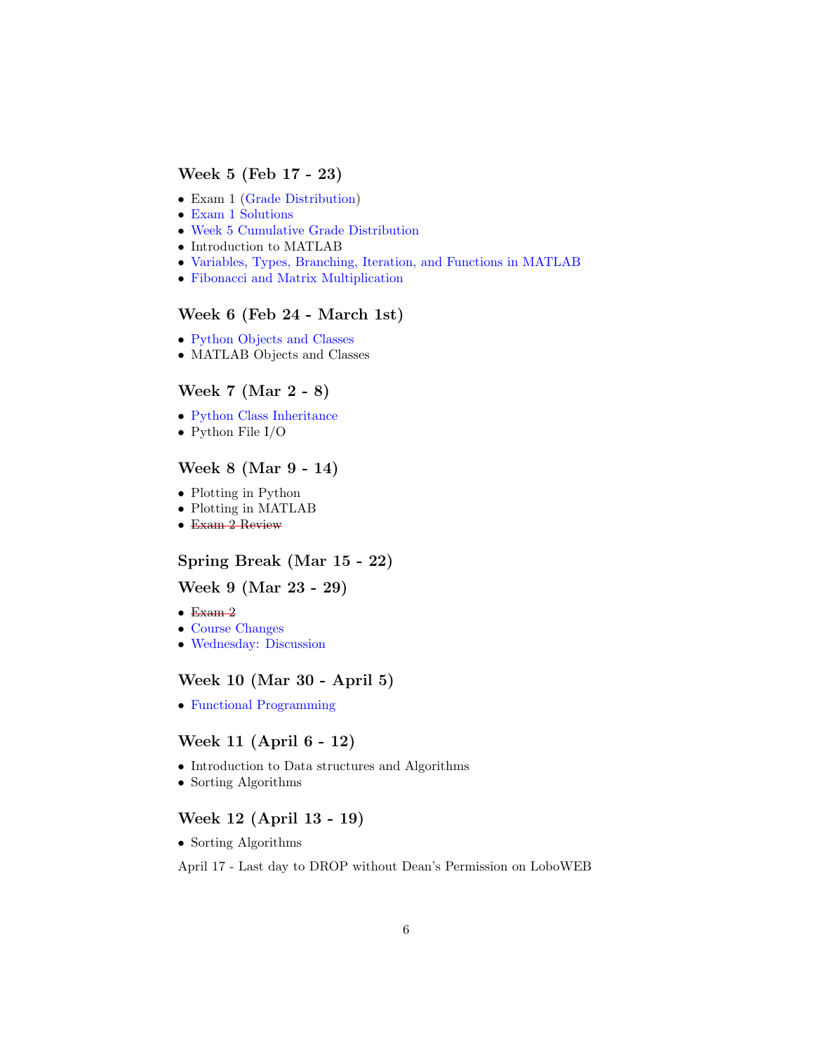### Week 5 (Feb 17 - 23)

- Exam 1 (Grade Distribution)
- Exam 1 Solutions
- Week 5 Cumulative Grade Distribution
- Introduction to MATLAB
- Variables, Types, Branching, Iteration, and Functions in MATLAB
- Fibonacci and Matrix Multiplication

### Week 6 (Feb 24 - March 1st)

- Python Objects and Classes
- MATLAB Objects and Classes

### Week 7 (Mar 2 - 8)

- Python Class Inheritance
- Python File I/O

### Week 8 (Mar 9 - 14)

- Plotting in Python
- Plotting in MATLAB
- ~~Exam 2 Review~~

### Spring Break (Mar 15 - 22)

### Week 9 (Mar 23 - 29)

- ~~Exam 2~~
- Course Changes
- Wednesday: Discussion

### Week 10 (Mar 30 - April 5)

- Functional Programming

### Week 11 (April 6 - 12)

- Introduction to Data structures and Algorithms
- Sorting Algorithms

### Week 12 (April 13 - 19)

- Sorting Algorithms

April 17 - Last day to DROP without Dean's Permission on LoboWEB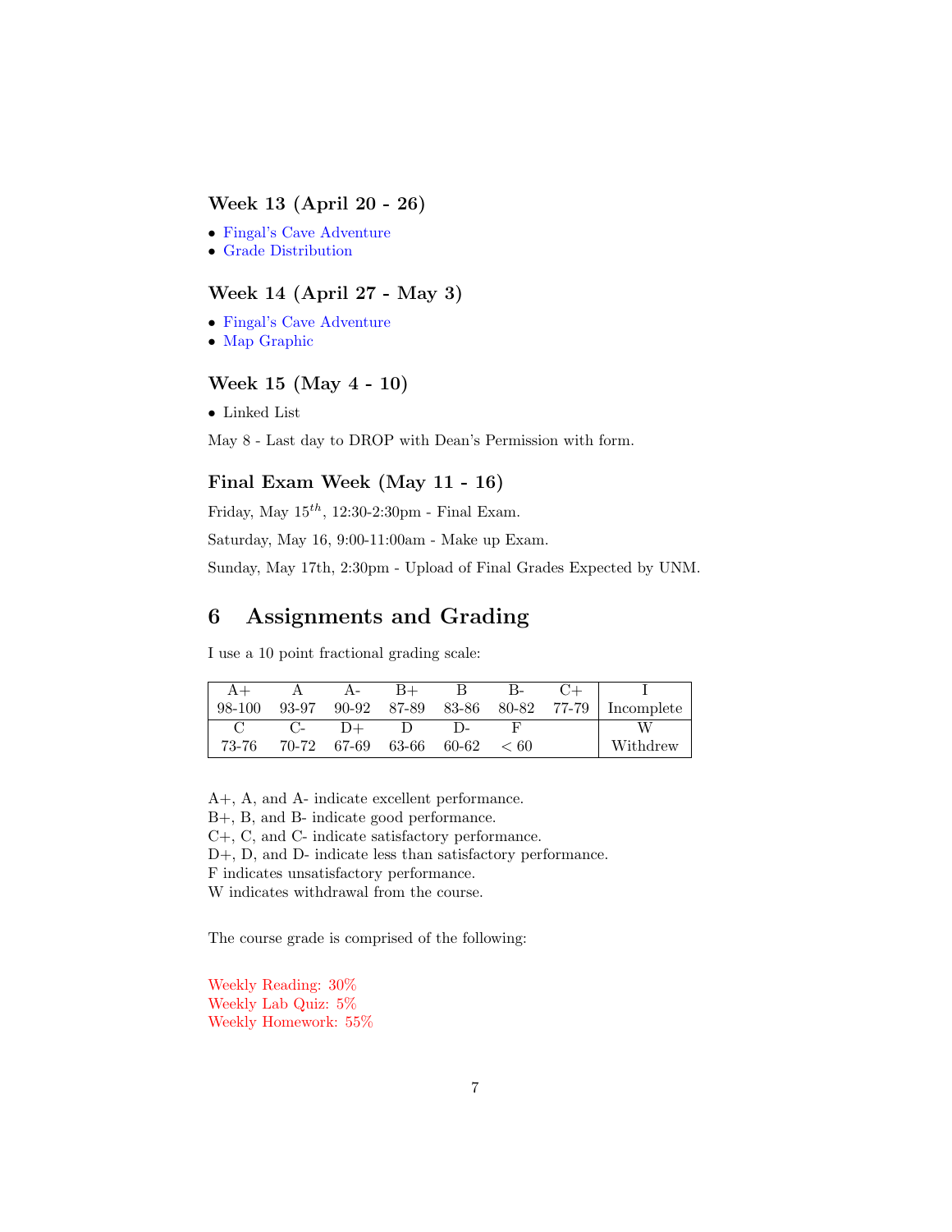### Week 13 (April 20 - 26)

- Fingal's Cave Adventure
- Grade Distribution

### Week 14 (April 27 - May 3)

- Fingal's Cave Adventure
- Map Graphic

### Week 15 (May 4 - 10)

- Linked List

May 8 - Last day to DROP with Dean's Permission with form.

### Final Exam Week (May 11 - 16)

Friday, May 15$^{th}$, 12:30-2:30pm - Final Exam.

Saturday, May 16, 9:00-11:00am - Make up Exam.

Sunday, May 17th, 2:30pm - Upload of Final Grades Expected by UNM.

## 6 Assignments and Grading

I use a 10 point fractional grading scale:

| A+ | A | A- | B+ | B | B- | C+ | I |
|---|---|---|---|---|---|---|---|
| 98-100 | 93-97 | 90-92 | 87-89 | 83-86 | 80-82 | 77-79 | Incomplete |
| C | C- | D+ | D | D- | F | | W |
| 73-76 | 70-72 | 67-69 | 63-66 | 60-62 | < 60 | | Withdrew |

A+, A, and A- indicate excellent performance.
B+, B, and B- indicate good performance.
C+, C, and C- indicate satisfactory performance.
D+, D, and D- indicate less than satisfactory performance.
F indicates unsatisfactory performance.
W indicates withdrawal from the course.

The course grade is comprised of the following:

Weekly Reading: 30%
Weekly Lab Quiz: 5%
Weekly Homework: 55%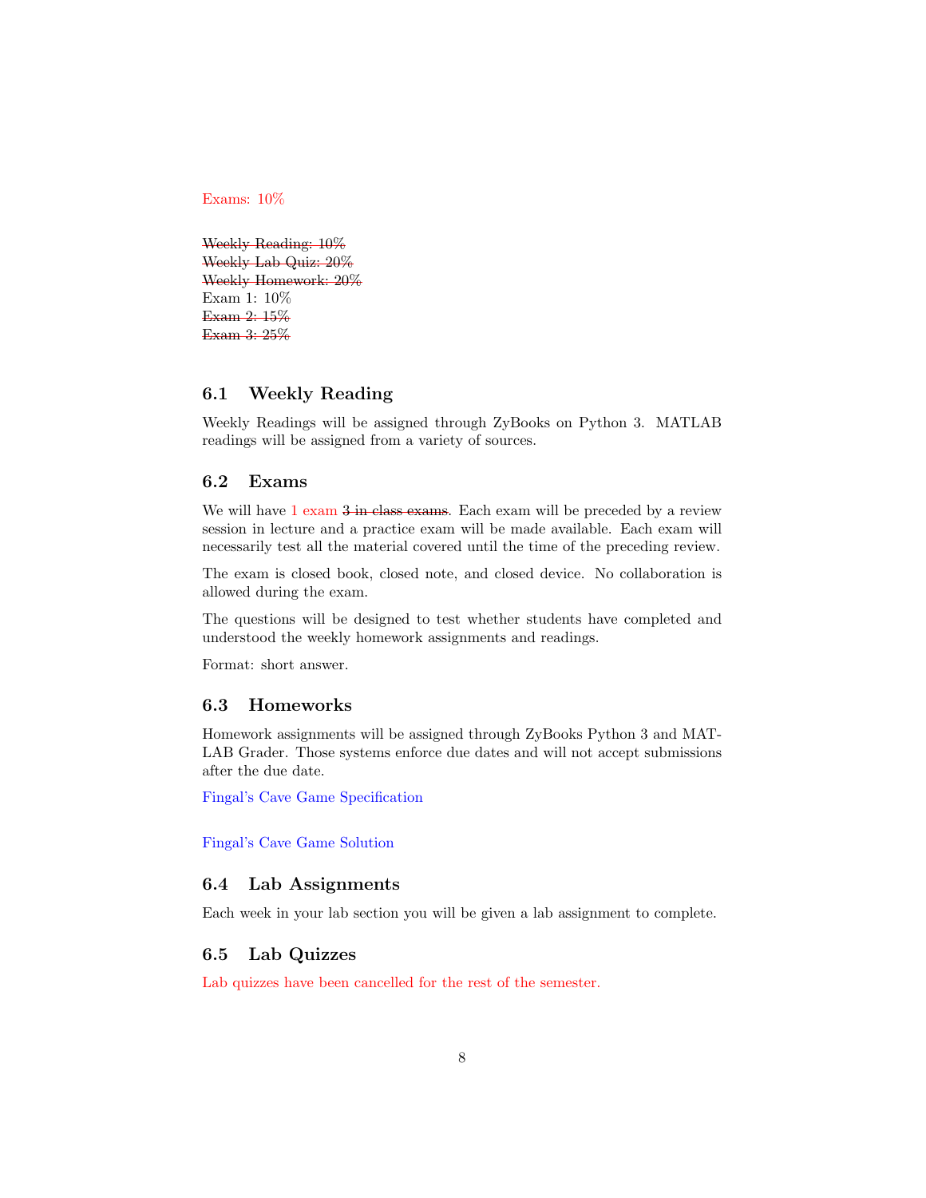Exams: 10%

~~Weekly Reading: 10%~~
~~Weekly Lab Quiz: 20%~~
~~Weekly Homework: 20%~~
Exam 1: 10%
~~Exam 2: 15%~~
~~Exam 3: 25%~~

### 6.1 Weekly Reading

Weekly Readings will be assigned through ZyBooks on Python 3. MATLAB readings will be assigned from a variety of sources.

### 6.2 Exams

We will have 1 exam ~~3 in class exams~~. Each exam will be preceded by a review session in lecture and a practice exam will be made available. Each exam will necessarily test all the material covered until the time of the preceding review.

The exam is closed book, closed note, and closed device. No collaboration is allowed during the exam.

The questions will be designed to test whether students have completed and understood the weekly homework assignments and readings.

Format: short answer.

### 6.3 Homeworks

Homework assignments will be assigned through ZyBooks Python 3 and MATLAB Grader. Those systems enforce due dates and will not accept submissions after the due date.

Fingal's Cave Game Specification

Fingal's Cave Game Solution

### 6.4 Lab Assignments

Each week in your lab section you will be given a lab assignment to complete.

### 6.5 Lab Quizzes

Lab quizzes have been cancelled for the rest of the semester.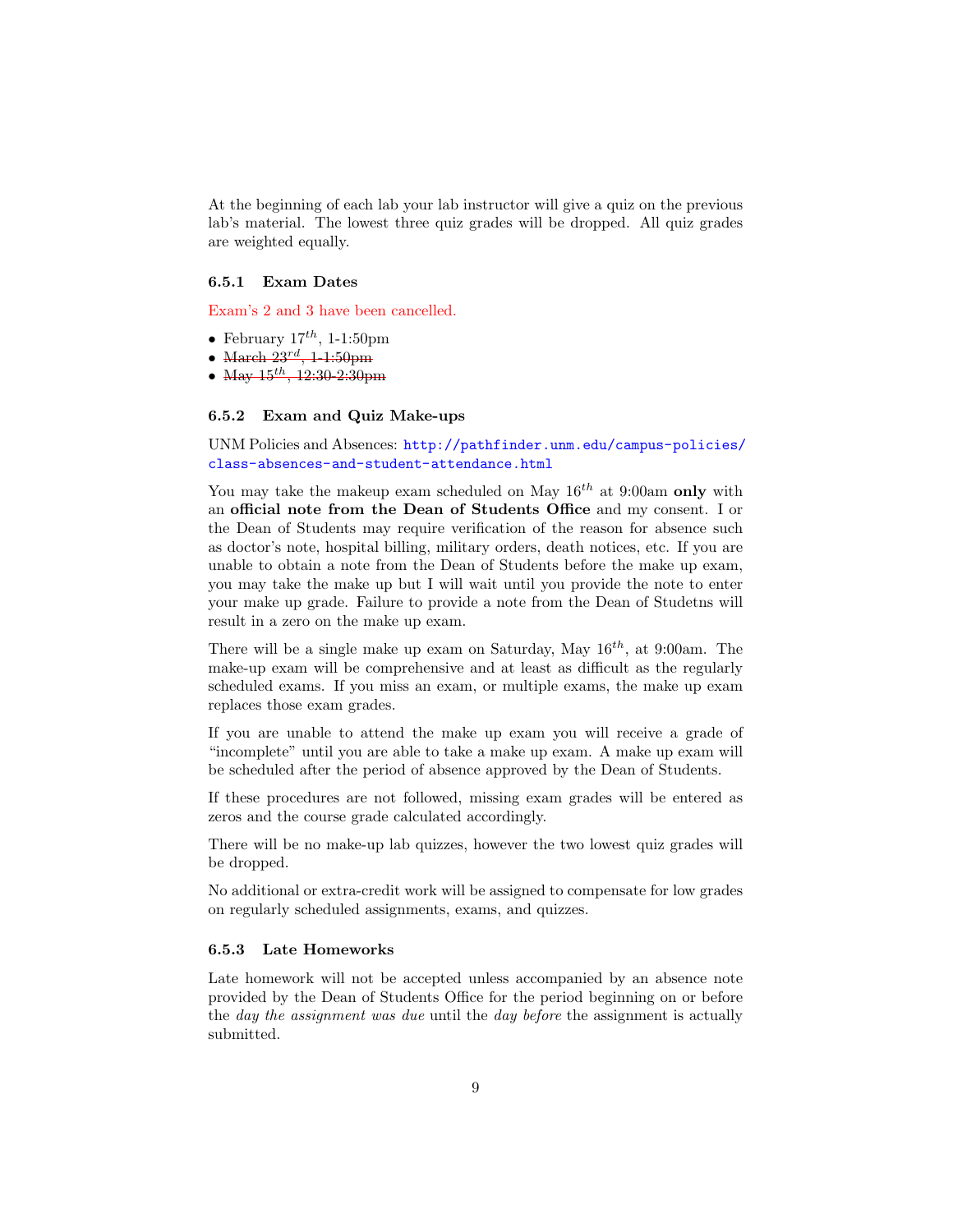At the beginning of each lab your lab instructor will give a quiz on the previous lab's material. The lowest three quiz grades will be dropped. All quiz grades are weighted equally.

### 6.5.1 Exam Dates

Exam's 2 and 3 have been cancelled.

- February $17^{th}$, 1-1:50pm
- ~~March $23^{rd}$, 1-1:50pm~~
- ~~May $15^{th}$, 12:30-2:30pm~~

### 6.5.2 Exam and Quiz Make-ups

UNM Policies and Absences: http://pathfinder.unm.edu/campus-policies/class-absences-and-student-attendance.html

You may take the makeup exam scheduled on May $16^{th}$ at 9:00am **only** with an **official note from the Dean of Students Office** and my consent. I or the Dean of Students may require verification of the reason for absence such as doctor's note, hospital billing, military orders, death notices, etc. If you are unable to obtain a note from the Dean of Students before the make up exam, you may take the make up but I will wait until you provide the note to enter your make up grade. Failure to provide a note from the Dean of Studetns will result in a zero on the make up exam.

There will be a single make up exam on Saturday, May $16^{th}$, at 9:00am. The make-up exam will be comprehensive and at least as difficult as the regularly scheduled exams. If you miss an exam, or multiple exams, the make up exam replaces those exam grades.

If you are unable to attend the make up exam you will receive a grade of "incomplete" until you are able to take a make up exam. A make up exam will be scheduled after the period of absence approved by the Dean of Students.

If these procedures are not followed, missing exam grades will be entered as zeros and the course grade calculated accordingly.

There will be no make-up lab quizzes, however the two lowest quiz grades will be dropped.

No additional or extra-credit work will be assigned to compensate for low grades on regularly scheduled assignments, exams, and quizzes.

### 6.5.3 Late Homeworks

Late homework will not be accepted unless accompanied by an absence note provided by the Dean of Students Office for the period beginning on or before the *day the assignment was due* until the *day before* the assignment is actually submitted.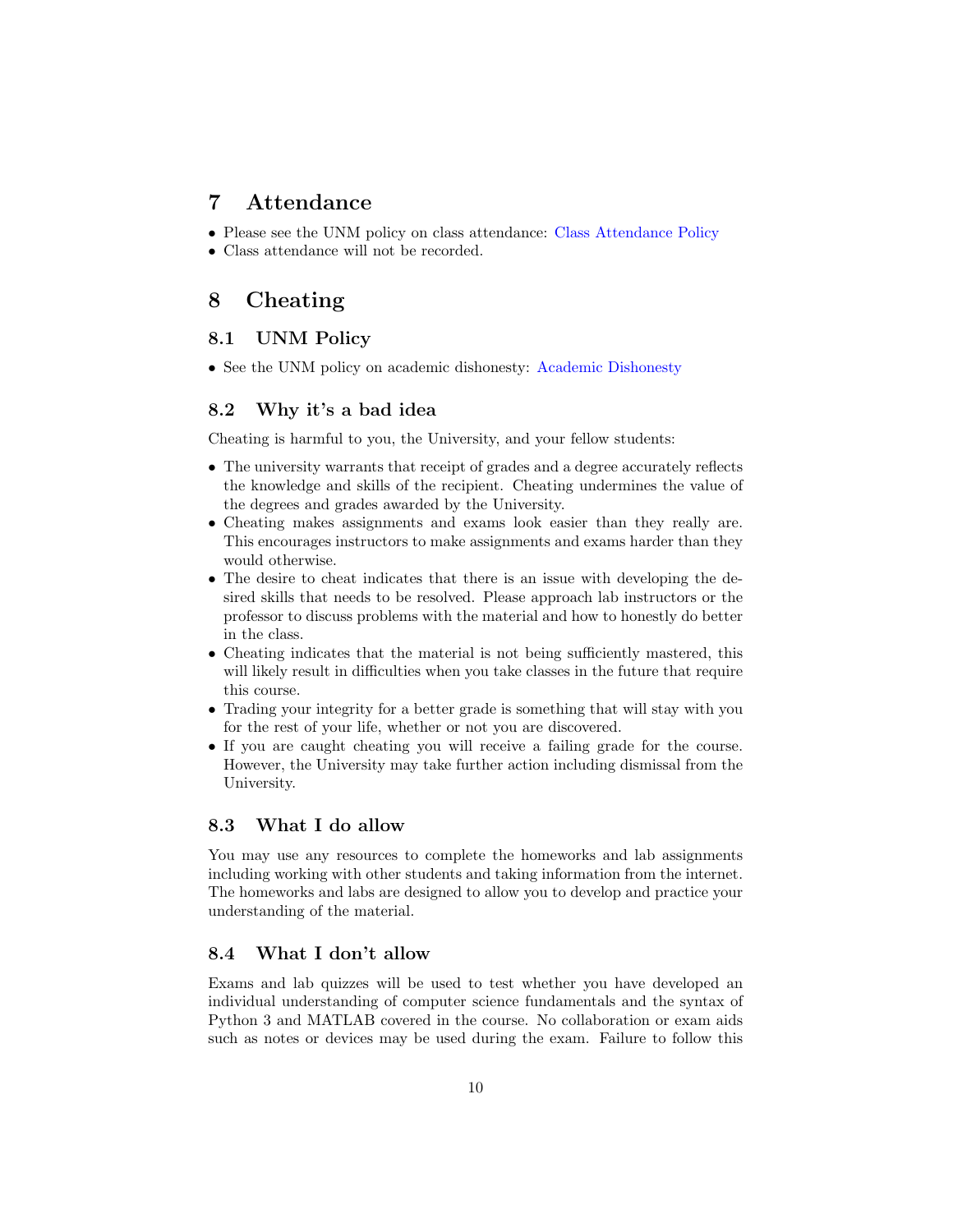# 7 Attendance

- Please see the UNM policy on class attendance: Class Attendance Policy
- Class attendance will not be recorded.

# 8 Cheating

## 8.1 UNM Policy

- See the UNM policy on academic dishonesty: Academic Dishonesty

## 8.2 Why it's a bad idea

Cheating is harmful to you, the University, and your fellow students:

- The university warrants that receipt of grades and a degree accurately reflects the knowledge and skills of the recipient. Cheating undermines the value of the degrees and grades awarded by the University.
- Cheating makes assignments and exams look easier than they really are. This encourages instructors to make assignments and exams harder than they would otherwise.
- The desire to cheat indicates that there is an issue with developing the desired skills that needs to be resolved. Please approach lab instructors or the professor to discuss problems with the material and how to honestly do better in the class.
- Cheating indicates that the material is not being sufficiently mastered, this will likely result in difficulties when you take classes in the future that require this course.
- Trading your integrity for a better grade is something that will stay with you for the rest of your life, whether or not you are discovered.
- If you are caught cheating you will receive a failing grade for the course. However, the University may take further action including dismissal from the University.

## 8.3 What I do allow

You may use any resources to complete the homeworks and lab assignments including working with other students and taking information from the internet. The homeworks and labs are designed to allow you to develop and practice your understanding of the material.

## 8.4 What I don't allow

Exams and lab quizzes will be used to test whether you have developed an individual understanding of computer science fundamentals and the syntax of Python 3 and MATLAB covered in the course. No collaboration or exam aids such as notes or devices may be used during the exam. Failure to follow this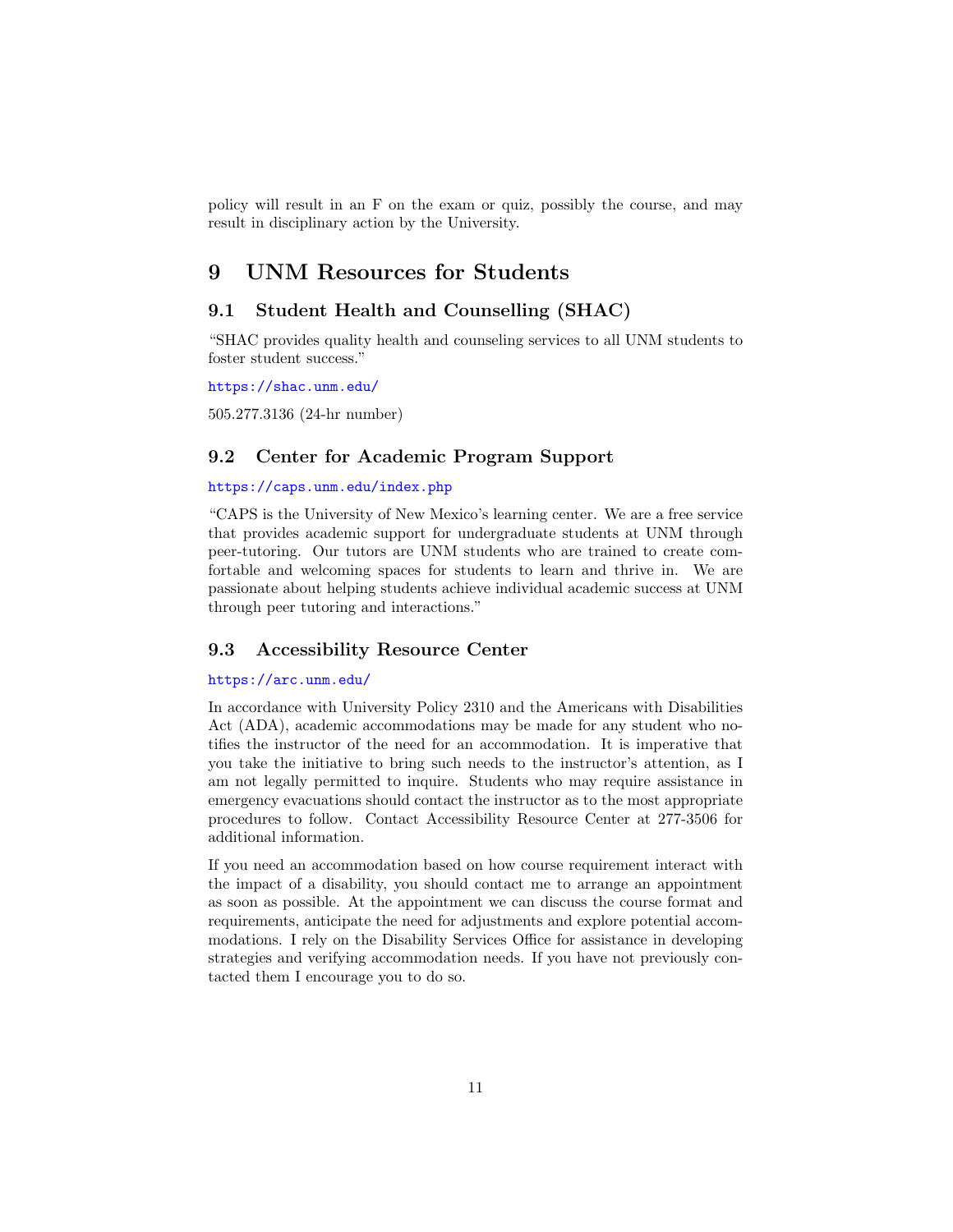policy will result in an F on the exam or quiz, possibly the course, and may result in disciplinary action by the University.

# 9 UNM Resources for Students

## 9.1 Student Health and Counselling (SHAC)

"SHAC provides quality health and counseling services to all UNM students to foster student success."

https://shac.unm.edu/

505.277.3136 (24-hr number)

## 9.2 Center for Academic Program Support

https://caps.unm.edu/index.php

"CAPS is the University of New Mexico's learning center. We are a free service that provides academic support for undergraduate students at UNM through peer-tutoring. Our tutors are UNM students who are trained to create comfortable and welcoming spaces for students to learn and thrive in. We are passionate about helping students achieve individual academic success at UNM through peer tutoring and interactions."

## 9.3 Accessibility Resource Center

https://arc.unm.edu/

In accordance with University Policy 2310 and the Americans with Disabilities Act (ADA), academic accommodations may be made for any student who notifies the instructor of the need for an accommodation. It is imperative that you take the initiative to bring such needs to the instructor's attention, as I am not legally permitted to inquire. Students who may require assistance in emergency evacuations should contact the instructor as to the most appropriate procedures to follow. Contact Accessibility Resource Center at 277-3506 for additional information.

If you need an accommodation based on how course requirement interact with the impact of a disability, you should contact me to arrange an appointment as soon as possible. At the appointment we can discuss the course format and requirements, anticipate the need for adjustments and explore potential accommodations. I rely on the Disability Services Office for assistance in developing strategies and verifying accommodation needs. If you have not previously contacted them I encourage you to do so.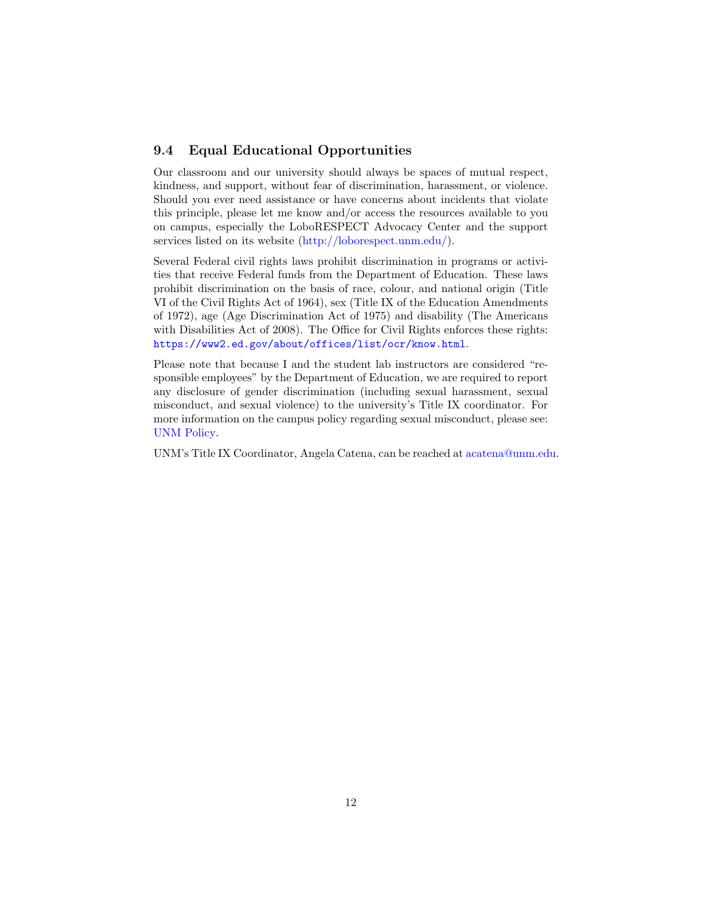### 9.4 Equal Educational Opportunities

Our classroom and our university should always be spaces of mutual respect, kindness, and support, without fear of discrimination, harassment, or violence. Should you ever need assistance or have concerns about incidents that violate this principle, please let me know and/or access the resources available to you on campus, especially the LoboRESPECT Advocacy Center and the support services listed on its website (http://loborespect.unm.edu/).

Several Federal civil rights laws prohibit discrimination in programs or activities that receive Federal funds from the Department of Education. These laws prohibit discrimination on the basis of race, colour, and national origin (Title VI of the Civil Rights Act of 1964), sex (Title IX of the Education Amendments of 1972), age (Age Discrimination Act of 1975) and disability (The Americans with Disabilities Act of 2008). The Office for Civil Rights enforces these rights: `https://www2.ed.gov/about/offices/list/ocr/know.html`.

Please note that because I and the student lab instructors are considered "responsible employees" by the Department of Education, we are required to report any disclosure of gender discrimination (including sexual harassment, sexual misconduct, and sexual violence) to the university's Title IX coordinator. For more information on the campus policy regarding sexual misconduct, please see: UNM Policy.

UNM's Title IX Coordinator, Angela Catena, can be reached at acatena@unm.edu.